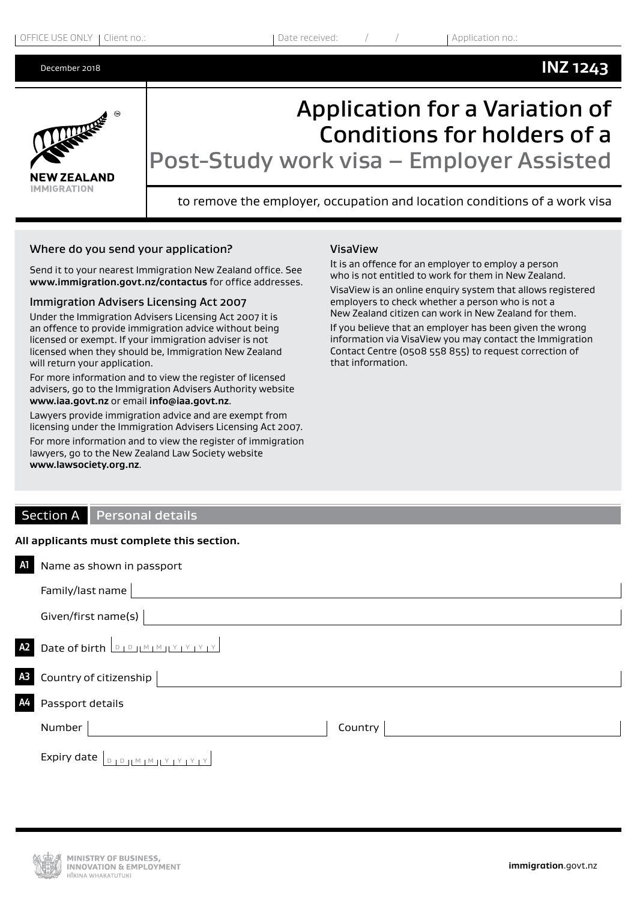OFFICE USE ONLY | Client no.: | Date received: / / | Application no.:

December 2018 **INZ 1243**

# Application for a Variation of Conditions for holders of a Post-Study work visa – Employer Assisted

to remove the employer, occupation and location conditions of a work visa

### Where do you send your application?

Send it to your nearest Immigration New Zealand office. See **www.immigration.govt.nz/contactus** for office addresses.

### Immigration Advisers Licensing Act 2007

Under the Immigration Advisers Licensing Act 2007 it is an offence to provide immigration advice without being licensed or exempt. If your immigration adviser is not licensed when they should be, Immigration New Zealand will return your application.

For more information and to view the register of licensed advisers, go to the Immigration Advisers Authority website **www.iaa.govt.nz** or email **info@iaa.govt.nz**.

Lawyers provide immigration advice and are exempt from licensing under the Immigration Advisers Licensing Act 2007.

For more information and to view the register of immigration lawyers, go to the New Zealand Law Society website **www.lawsociety.org.nz**.

### VisaView

It is an offence for an employer to employ a person who is not entitled to work for them in New Zealand.

VisaView is an online enquiry system that allows registered employers to check whether a person who is not a New Zealand citizen can work in New Zealand for them.

If you believe that an employer has been given the wrong information via VisaView you may contact the Immigration Contact Centre (0508 558 855) to request correction of that information.

## Section A Personal details

**All applicants must complete this section.**

**A1** Name as shown in passport

Family/last name

Given/first name(s)

**A2** Date of birth D D M M Y Y Y Y

**A3** Country of citizenship

**A4** Passport details

Number                Country

Expiry date D D M M Y Y Y Y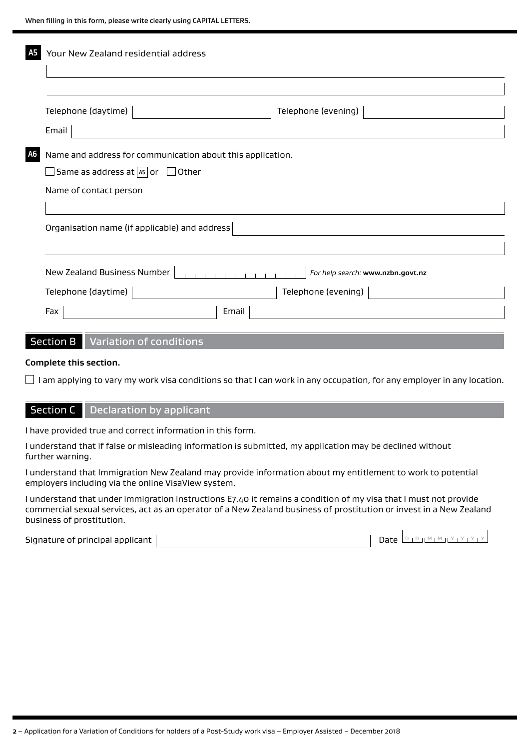When filling in this form, please write clearly using CAPITAL LETTERS.

**A5** Your New Zealand residential address

Telephone (daytime)

Telephone (evening)

Email

**A6** Name and address for communication about this application.

☐ Same as address at A5 or ☐ Other

Name of contact person

Organisation name (if applicable) and address

New Zealand Business Number *For help search:* **www.nzbn.govt.nz**

Telephone (daytime)

Telephone (evening)

Fax

Email

## Section B Variation of conditions

**Complete this section.**

☐ I am applying to vary my work visa conditions so that I can work in any occupation, for any employer in any location.

## Section C Declaration by applicant

I have provided true and correct information in this form.

I understand that if false or misleading information is submitted, my application may be declined without further warning.

I understand that Immigration New Zealand may provide information about my entitlement to work to potential employers including via the online VisaView system.

I understand that under immigration instructions E7.40 it remains a condition of my visa that I must not provide commercial sexual services, act as an operator of a New Zealand business of prostitution or invest in a New Zealand business of prostitution.

Signature of principal applicant

Date D D M M Y Y Y Y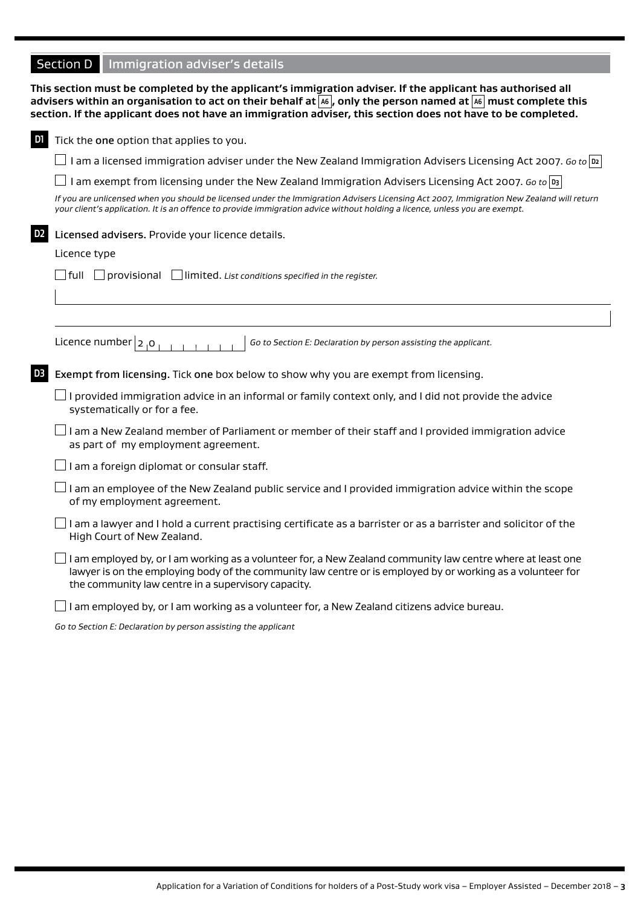## Section D Immigration adviser's details

**This section must be completed by the applicant's immigration adviser. If the applicant has authorised all advisers within an organisation to act on their behalf at A6, only the person named at A6 must complete this section. If the applicant does not have an immigration adviser, this section does not have to be completed.**

**D1** Tick the **one** option that applies to you.

- ☐ I am a licensed immigration adviser under the New Zealand Immigration Advisers Licensing Act 2007. *Go to* D2
- ☐ I am exempt from licensing under the New Zealand Immigration Advisers Licensing Act 2007. *Go to* D3

*If you are unlicensed when you should be licensed under the Immigration Advisers Licensing Act 2007, Immigration New Zealand will return your client's application. It is an offence to provide immigration advice without holding a licence, unless you are exempt.*

**D2** **Licensed advisers.** Provide your licence details.

Licence type

☐ full ☐ provisional ☐ limited. *List conditions specified in the register.*

Licence number 2 0 _ _ _ _ _ _ _ _ *Go to Section E: Declaration by person assisting the applicant.*

**D3** **Exempt from licensing.** Tick **one** box below to show why you are exempt from licensing.

- ☐ I provided immigration advice in an informal or family context only, and I did not provide the advice systematically or for a fee.
- ☐ I am a New Zealand member of Parliament or member of their staff and I provided immigration advice as part of my employment agreement.
- ☐ I am a foreign diplomat or consular staff.
- ☐ I am an employee of the New Zealand public service and I provided immigration advice within the scope of my employment agreement.
- ☐ I am a lawyer and I hold a current practising certificate as a barrister or as a barrister and solicitor of the High Court of New Zealand.
- ☐ I am employed by, or I am working as a volunteer for, a New Zealand community law centre where at least one lawyer is on the employing body of the community law centre or is employed by or working as a volunteer for the community law centre in a supervisory capacity.
- ☐ I am employed by, or I am working as a volunteer for, a New Zealand citizens advice bureau.

*Go to Section E: Declaration by person assisting the applicant*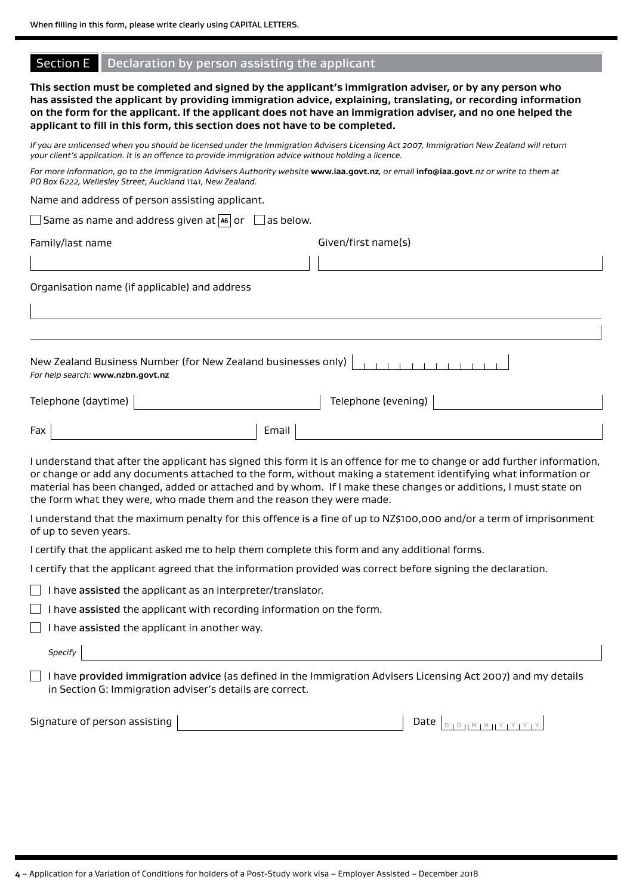When filling in this form, please write clearly using CAPITAL LETTERS.

## Section E Declaration by person assisting the applicant

**This section must be completed and signed by the applicant's immigration adviser, or by any person who has assisted the applicant by providing immigration advice, explaining, translating, or recording information on the form for the applicant. If the applicant does not have an immigration adviser, and no one helped the applicant to fill in this form, this section does not have to be completed.**

*If you are unlicensed when you should be licensed under the Immigration Advisers Licensing Act 2007, Immigration New Zealand will return your client's application. It is an offence to provide immigration advice without holding a licence.*

*For more information, go to the Immigration Advisers Authority website* **www.iaa.govt.nz***, or email* **info@iaa.govt***.nz or write to them at PO Box 6222, Wellesley Street, Auckland 1141, New Zealand.*

Name and address of person assisting applicant.

☐ Same as name and address given at A6 or ☐ as below.

Family/last name

Given/first name(s)

Organisation name (if applicable) and address

New Zealand Business Number (for New Zealand businesses only)
*For help search:* **www.nzbn.govt.nz**

Telephone (daytime)

Telephone (evening)

Fax

Email

I understand that after the applicant has signed this form it is an offence for me to change or add further information, or change or add any documents attached to the form, without making a statement identifying what information or material has been changed, added or attached and by whom. If I make these changes or additions, I must state on the form what they were, who made them and the reason they were made.

I understand that the maximum penalty for this offence is a fine of up to NZ$100,000 and/or a term of imprisonment of up to seven years.

I certify that the applicant asked me to help them complete this form and any additional forms.

I certify that the applicant agreed that the information provided was correct before signing the declaration.

☐ I have **assisted** the applicant as an interpreter/translator.

☐ I have **assisted** the applicant with recording information on the form.

☐ I have **assisted** the applicant in another way.

*Specify*

☐ I have **provided immigration advice** (as defined in the Immigration Advisers Licensing Act 2007) and my details in Section G: Immigration adviser's details are correct.

Signature of person assisting

Date D D M M Y Y Y Y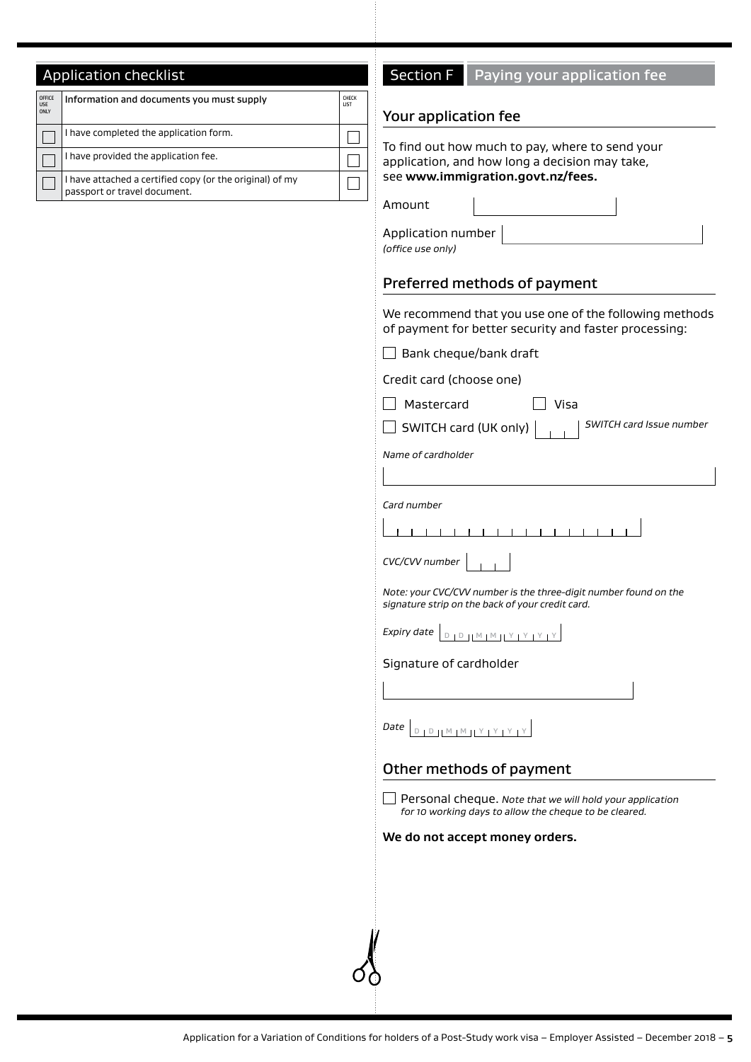## Application checklist

| OFFICE USE ONLY | Information and documents you must supply | CHECK LIST |
|---|---|---|
| ☐ | I have completed the application form. | ☐ |
| ☐ | I have provided the application fee. | ☐ |
| ☐ | I have attached a certified copy (or the original) of my passport or travel document. | ☐ |

## Section F Paying your application fee

### Your application fee

To find out how much to pay, where to send your application, and how long a decision may take, see **www.immigration.govt.nz/fees.**

Amount

Application number
*(office use only)*

### Preferred methods of payment

We recommend that you use one of the following methods of payment for better security and faster processing:

☐ Bank cheque/bank draft

Credit card (choose one)

☐ Mastercard ☐ Visa

☐ SWITCH card (UK only) *SWITCH card Issue number*

*Name of cardholder*

*Card number*

*CVC/CVV number*

*Note: your CVC/CVV number is the three-digit number found on the signature strip on the back of your credit card.*

*Expiry date* D D M M Y Y Y Y

Signature of cardholder

*Date* D D M M Y Y Y Y

### Other methods of payment

☐ Personal cheque. *Note that we will hold your application for 10 working days to allow the cheque to be cleared.*

**We do not accept money orders.**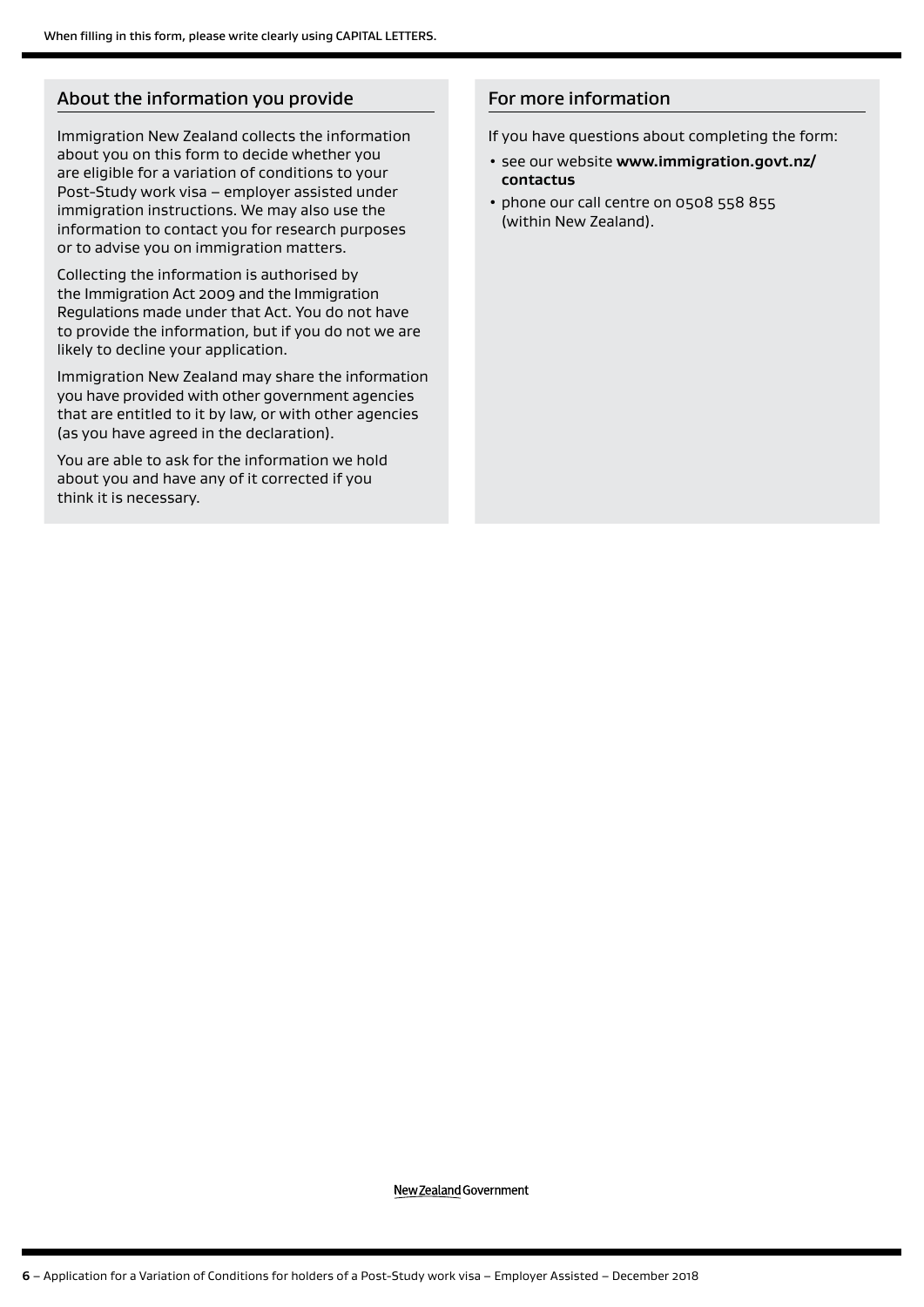## About the information you provide

Immigration New Zealand collects the information about you on this form to decide whether you are eligible for a variation of conditions to your Post-Study work visa – employer assisted under immigration instructions. We may also use the information to contact you for research purposes or to advise you on immigration matters.

Collecting the information is authorised by the Immigration Act 2009 and the Immigration Regulations made under that Act. You do not have to provide the information, but if you do not we are likely to decline your application.

Immigration New Zealand may share the information you have provided with other government agencies that are entitled to it by law, or with other agencies (as you have agreed in the declaration).

You are able to ask for the information we hold about you and have any of it corrected if you think it is necessary.

## For more information

If you have questions about completing the form:

- see our website **www.immigration.govt.nz/contactus**
- phone our call centre on 0508 558 855 (within New Zealand).

New Zealand Government